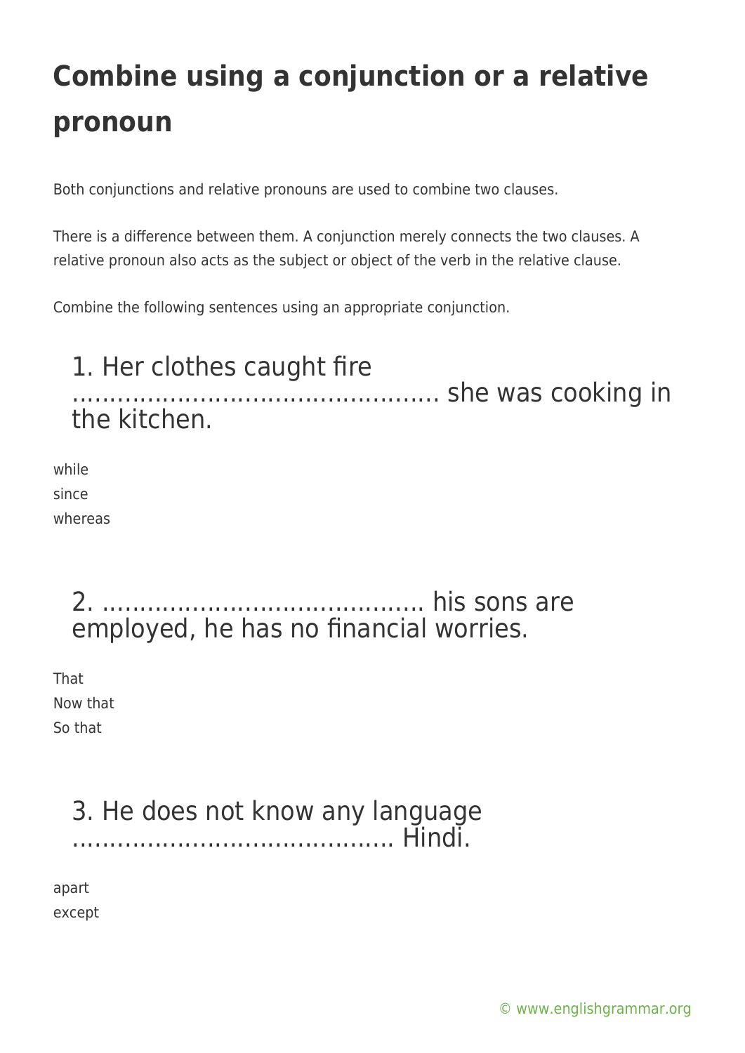# Combine using a conjunction or a relative pronoun

Both conjunctions and relative pronouns are used to combine two clauses.

There is a difference between them. A conjunction merely connects the two clauses. A relative pronoun also acts as the subject or object of the verb in the relative clause.

Combine the following sentences using an appropriate conjunction.

## 1. Her clothes caught fire ............................................... she was cooking in the kitchen.

while
since
whereas

## 2. ......................................... his sons are employed, he has no financial worries.

That
Now that
So that

## 3. He does not know any language .......................................... Hindi.

apart
except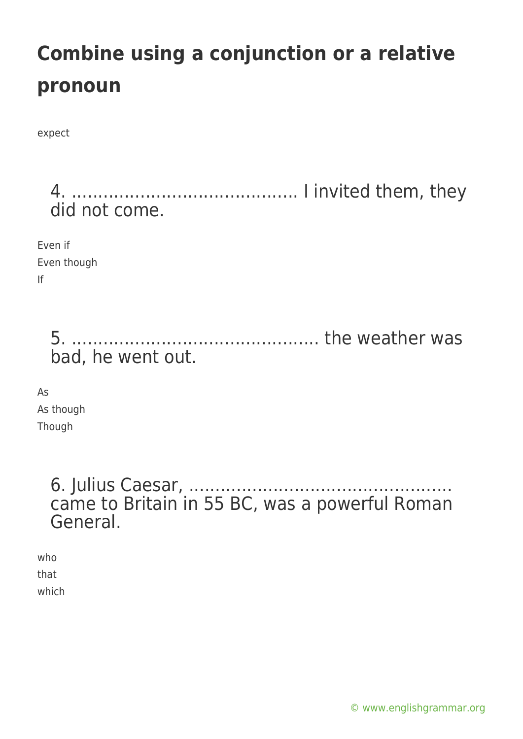# Combine using a conjunction or a relative pronoun

expect

4. ……………………………….…. I invited them, they did not come.

Even if
Even though
If

5. ……………………………………… the weather was bad, he went out.

As
As though
Though

6. Julius Caesar, ……………………………………….. came to Britain in 55 BC, was a powerful Roman General.

who
that
which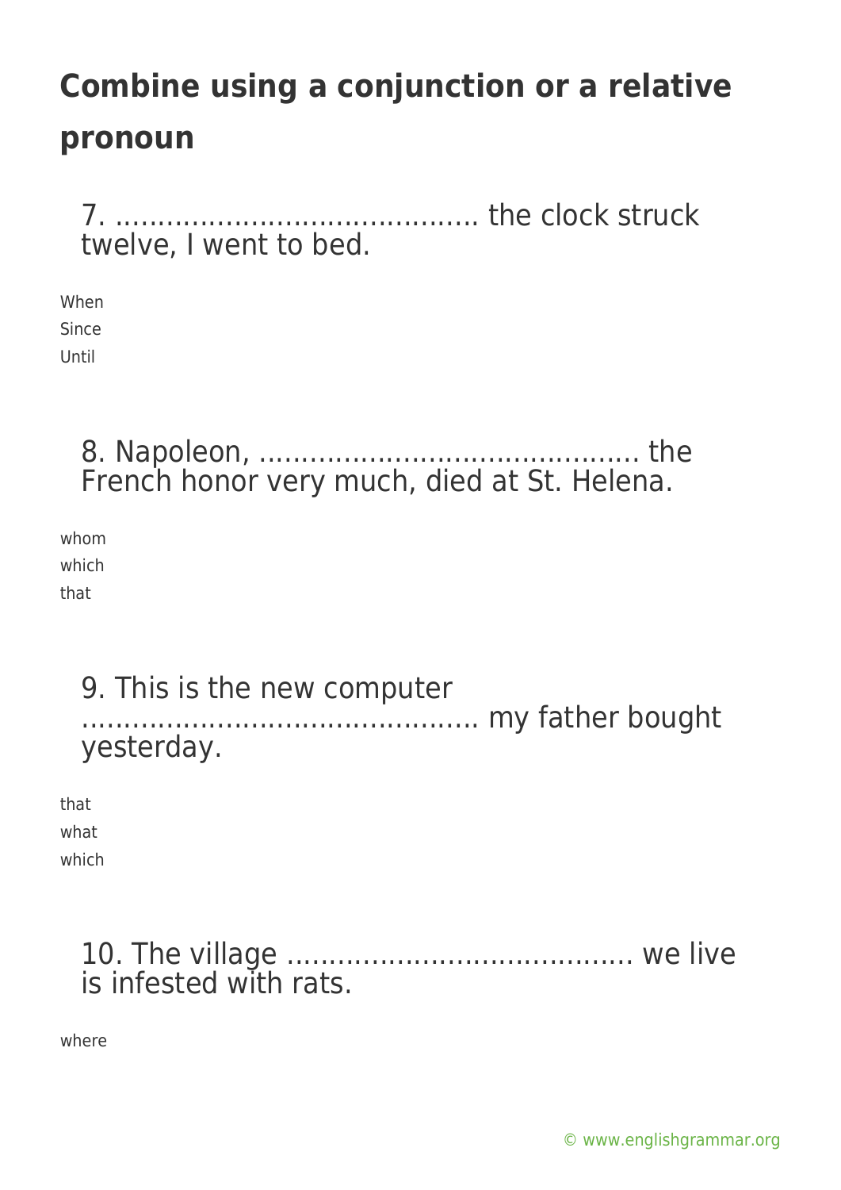# Combine using a conjunction or a relative pronoun

7. ......................................... the clock struck twelve, I went to bed.

When
Since
Until

8. Napoleon, ........................................... the French honor very much, died at St. Helena.

whom
which
that

9. This is the new computer ............................................. my father bought yesterday.

that
what
which

10. The village ....................................... we live is infested with rats.

where

© www.englishgrammar.org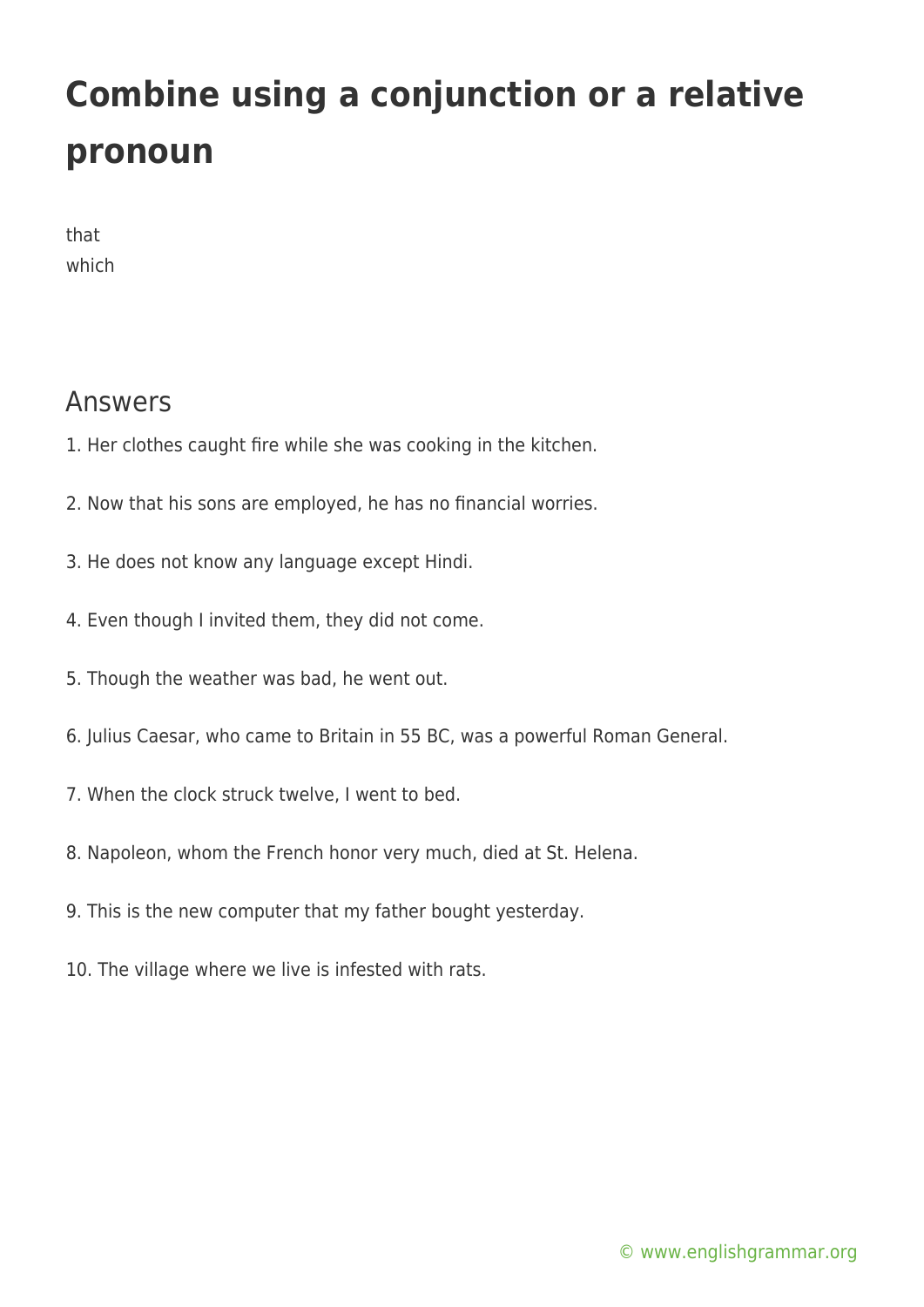# Combine using a conjunction or a relative pronoun

that
which

## Answers

1. Her clothes caught fire while she was cooking in the kitchen.

2. Now that his sons are employed, he has no financial worries.

3. He does not know any language except Hindi.

4. Even though I invited them, they did not come.

5. Though the weather was bad, he went out.

6. Julius Caesar, who came to Britain in 55 BC, was a powerful Roman General.

7. When the clock struck twelve, I went to bed.

8. Napoleon, whom the French honor very much, died at St. Helena.

9. This is the new computer that my father bought yesterday.

10. The village where we live is infested with rats.

© www.englishgrammar.org